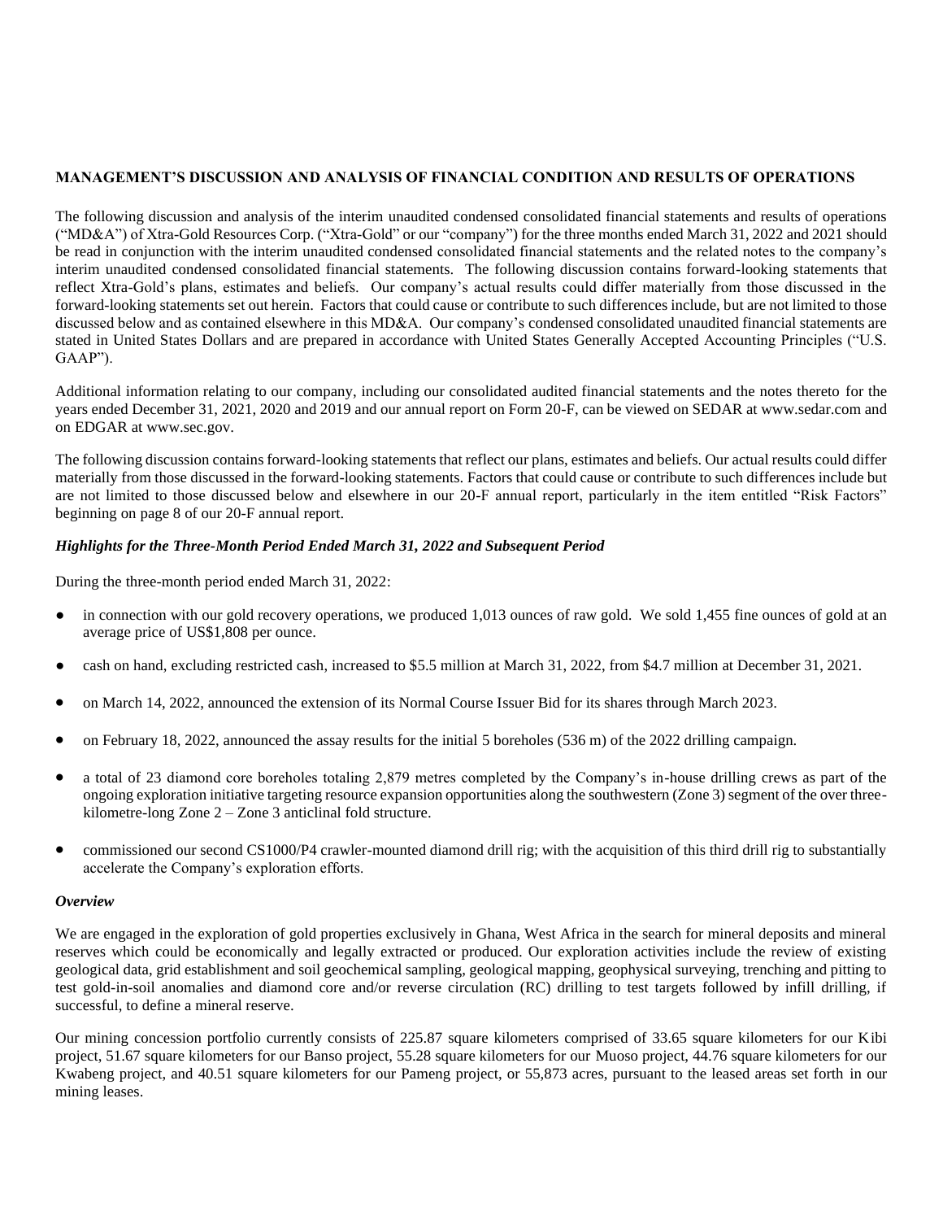## MANAGEMENT'S DISCUSSION AND ANALYSIS OF FINANCIAL CONDITION AND RESULTS OF OPERATIONS

The following discussion and analysis of the interim unaudited condensed consolidated financial statements and results of operations ("MD&A") of Xtra-Gold Resources Corp. ("Xtra-Gold" or our "company") for the three months ended March 31, 2022 and 2021 should be read in conjunction with the interim unaudited condensed consolidated financial statements and the related notes to the company's interim unaudited condensed consolidated financial statements. The following discussion contains forward-looking statements that reflect Xtra-Gold's plans, estimates and beliefs. Our company's actual results could differ materially from those discussed in the forward-looking statements set out herein. Factors that could cause or contribute to such differences include, but are not limited to those discussed below and as contained elsewhere in this MD&A. Our company's condensed consolidated unaudited financial statements are stated in United States Dollars and are prepared in accordance with United States Generally Accepted Accounting Principles ("U.S. GAAP").

Additional information relating to our company, including our consolidated audited financial statements and the notes thereto for the years ended December 31, 2021, 2020 and 2019 and our annual report on Form 20-F, can be viewed on SEDAR at www.sedar.com and on EDGAR at www.sec.gov.

The following discussion contains forward-looking statements that reflect our plans, estimates and beliefs. Our actual results could differ materially from those discussed in the forward-looking statements. Factors that could cause or contribute to such differences include but are not limited to those discussed below and elsewhere in our 20-F annual report, particularly in the item entitled "Risk Factors" beginning on page 8 of our 20-F annual report.

### *Highlights for the Three-Month Period Ended March 31, 2022 and Subsequent Period*

During the three-month period ended March 31, 2022:

- in connection with our gold recovery operations, we produced 1,013 ounces of raw gold. We sold 1,455 fine ounces of gold at an average price of US$1,808 per ounce.
- cash on hand, excluding restricted cash, increased to $5.5 million at March 31, 2022, from $4.7 million at December 31, 2021.
- on March 14, 2022, announced the extension of its Normal Course Issuer Bid for its shares through March 2023.
- on February 18, 2022, announced the assay results for the initial 5 boreholes (536 m) of the 2022 drilling campaign.
- a total of 23 diamond core boreholes totaling 2,879 metres completed by the Company's in-house drilling crews as part of the ongoing exploration initiative targeting resource expansion opportunities along the southwestern (Zone 3) segment of the over three-kilometre-long Zone 2 – Zone 3 anticlinal fold structure.
- commissioned our second CS1000/P4 crawler-mounted diamond drill rig; with the acquisition of this third drill rig to substantially accelerate the Company's exploration efforts.

### *Overview*

We are engaged in the exploration of gold properties exclusively in Ghana, West Africa in the search for mineral deposits and mineral reserves which could be economically and legally extracted or produced. Our exploration activities include the review of existing geological data, grid establishment and soil geochemical sampling, geological mapping, geophysical surveying, trenching and pitting to test gold-in-soil anomalies and diamond core and/or reverse circulation (RC) drilling to test targets followed by infill drilling, if successful, to define a mineral reserve.

Our mining concession portfolio currently consists of 225.87 square kilometers comprised of 33.65 square kilometers for our Kibi project, 51.67 square kilometers for our Banso project, 55.28 square kilometers for our Muoso project, 44.76 square kilometers for our Kwabeng project, and 40.51 square kilometers for our Pameng project, or 55,873 acres, pursuant to the leased areas set forth in our mining leases.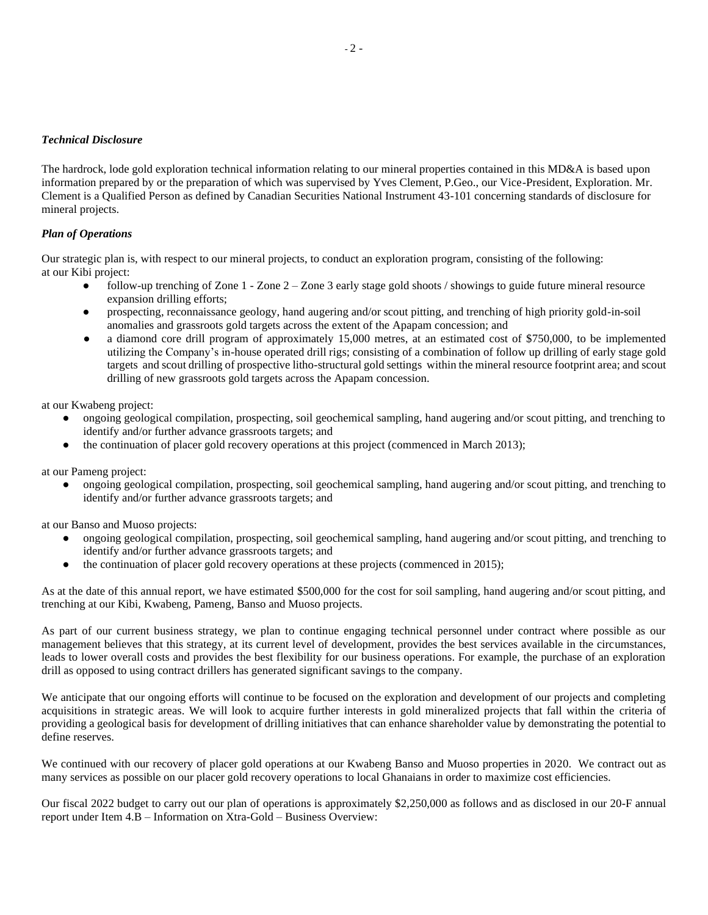***Technical Disclosure***

The hardrock, lode gold exploration technical information relating to our mineral properties contained in this MD&A is based upon information prepared by or the preparation of which was supervised by Yves Clement, P.Geo., our Vice-President, Exploration. Mr. Clement is a Qualified Person as defined by Canadian Securities National Instrument 43-101 concerning standards of disclosure for mineral projects.

***Plan of Operations***

Our strategic plan is, with respect to our mineral projects, to conduct an exploration program, consisting of the following:
at our Kibi project:

- follow-up trenching of Zone 1 - Zone 2 – Zone 3 early stage gold shoots / showings to guide future mineral resource expansion drilling efforts;
- prospecting, reconnaissance geology, hand augering and/or scout pitting, and trenching of high priority gold-in-soil anomalies and grassroots gold targets across the extent of the Apapam concession; and
- a diamond core drill program of approximately 15,000 metres, at an estimated cost of $750,000, to be implemented utilizing the Company's in-house operated drill rigs; consisting of a combination of follow up drilling of early stage gold targets and scout drilling of prospective litho-structural gold settings within the mineral resource footprint area; and scout drilling of new grassroots gold targets across the Apapam concession.

at our Kwabeng project:

- ongoing geological compilation, prospecting, soil geochemical sampling, hand augering and/or scout pitting, and trenching to identify and/or further advance grassroots targets; and
- the continuation of placer gold recovery operations at this project (commenced in March 2013);

at our Pameng project:

- ongoing geological compilation, prospecting, soil geochemical sampling, hand augering and/or scout pitting, and trenching to identify and/or further advance grassroots targets; and

at our Banso and Muoso projects:

- ongoing geological compilation, prospecting, soil geochemical sampling, hand augering and/or scout pitting, and trenching to identify and/or further advance grassroots targets; and
- the continuation of placer gold recovery operations at these projects (commenced in 2015);

As at the date of this annual report, we have estimated $500,000 for the cost for soil sampling, hand augering and/or scout pitting, and trenching at our Kibi, Kwabeng, Pameng, Banso and Muoso projects.

As part of our current business strategy, we plan to continue engaging technical personnel under contract where possible as our management believes that this strategy, at its current level of development, provides the best services available in the circumstances, leads to lower overall costs and provides the best flexibility for our business operations. For example, the purchase of an exploration drill as opposed to using contract drillers has generated significant savings to the company.

We anticipate that our ongoing efforts will continue to be focused on the exploration and development of our projects and completing acquisitions in strategic areas. We will look to acquire further interests in gold mineralized projects that fall within the criteria of providing a geological basis for development of drilling initiatives that can enhance shareholder value by demonstrating the potential to define reserves.

We continued with our recovery of placer gold operations at our Kwabeng Banso and Muoso properties in 2020. We contract out as many services as possible on our placer gold recovery operations to local Ghanaians in order to maximize cost efficiencies.

Our fiscal 2022 budget to carry out our plan of operations is approximately $2,250,000 as follows and as disclosed in our 20-F annual report under Item 4.B – Information on Xtra-Gold – Business Overview: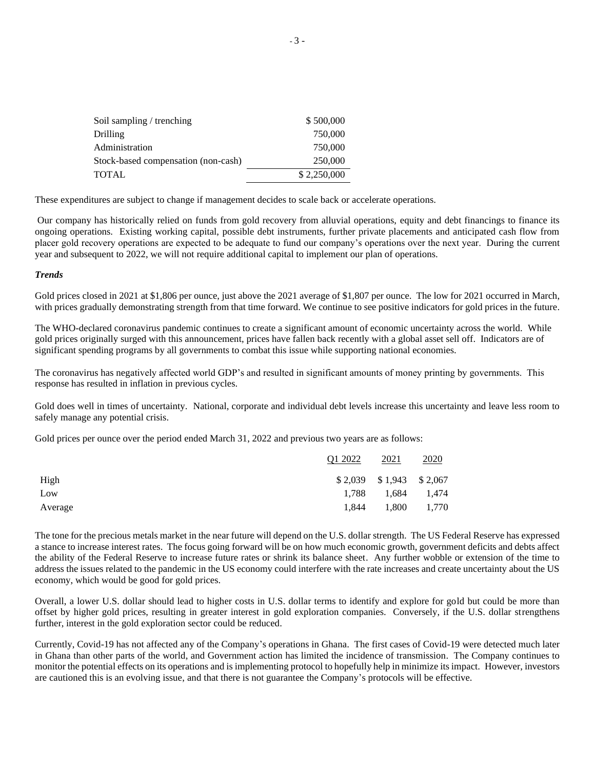| | |
|---|---|
| Soil sampling / trenching | $ 500,000 |
| Drilling | 750,000 |
| Administration | 750,000 |
| Stock-based compensation (non-cash) | 250,000 |
| TOTAL | $ 2,250,000 |

These expenditures are subject to change if management decides to scale back or accelerate operations.

Our company has historically relied on funds from gold recovery from alluvial operations, equity and debt financings to finance its ongoing operations. Existing working capital, possible debt instruments, further private placements and anticipated cash flow from placer gold recovery operations are expected to be adequate to fund our company's operations over the next year. During the current year and subsequent to 2022, we will not require additional capital to implement our plan of operations.

***Trends***

Gold prices closed in 2021 at $1,806 per ounce, just above the 2021 average of $1,807 per ounce. The low for 2021 occurred in March, with prices gradually demonstrating strength from that time forward. We continue to see positive indicators for gold prices in the future.

The WHO-declared coronavirus pandemic continues to create a significant amount of economic uncertainty across the world. While gold prices originally surged with this announcement, prices have fallen back recently with a global asset sell off. Indicators are of significant spending programs by all governments to combat this issue while supporting national economies.

The coronavirus has negatively affected world GDP's and resulted in significant amounts of money printing by governments. This response has resulted in inflation in previous cycles.

Gold does well in times of uncertainty. National, corporate and individual debt levels increase this uncertainty and leave less room to safely manage any potential crisis.

Gold prices per ounce over the period ended March 31, 2022 and previous two years are as follows:

| | Q1 2022 | 2021 | 2020 |
|---|---|---|---|
| High | $ 2,039 | $ 1,943 | $ 2,067 |
| Low | 1,788 | 1,684 | 1,474 |
| Average | 1,844 | 1,800 | 1,770 |

The tone for the precious metals market in the near future will depend on the U.S. dollar strength. The US Federal Reserve has expressed a stance to increase interest rates. The focus going forward will be on how much economic growth, government deficits and debts affect the ability of the Federal Reserve to increase future rates or shrink its balance sheet. Any further wobble or extension of the time to address the issues related to the pandemic in the US economy could interfere with the rate increases and create uncertainty about the US economy, which would be good for gold prices.

Overall, a lower U.S. dollar should lead to higher costs in U.S. dollar terms to identify and explore for gold but could be more than offset by higher gold prices, resulting in greater interest in gold exploration companies. Conversely, if the U.S. dollar strengthens further, interest in the gold exploration sector could be reduced.

Currently, Covid-19 has not affected any of the Company's operations in Ghana. The first cases of Covid-19 were detected much later in Ghana than other parts of the world, and Government action has limited the incidence of transmission. The Company continues to monitor the potential effects on its operations and is implementing protocol to hopefully help in minimize its impact. However, investors are cautioned this is an evolving issue, and that there is not guarantee the Company's protocols will be effective.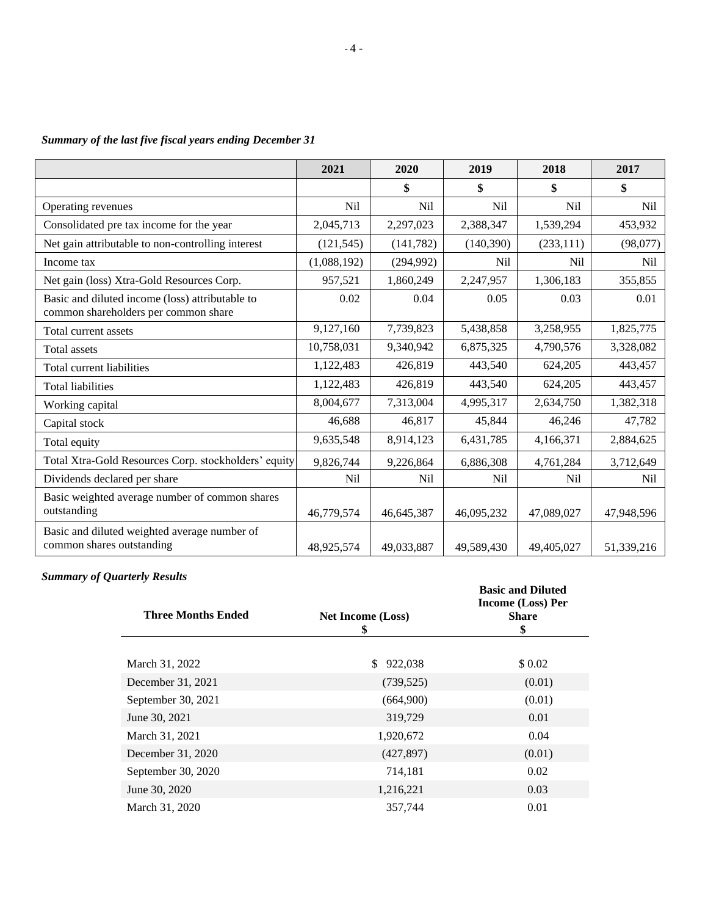*Summary of the last five fiscal years ending December 31*

| | 2021 | 2020 | 2019 | 2018 | 2017 |
|---|---|---|---|---|---|
| | | $ | $ | $ | $ |
| Operating revenues | Nil | Nil | Nil | Nil | Nil |
| Consolidated pre tax income for the year | 2,045,713 | 2,297,023 | 2,388,347 | 1,539,294 | 453,932 |
| Net gain attributable to non-controlling interest | (121,545) | (141,782) | (140,390) | (233,111) | (98,077) |
| Income tax | (1,088,192) | (294,992) | Nil | Nil | Nil |
| Net gain (loss) Xtra-Gold Resources Corp. | 957,521 | 1,860,249 | 2,247,957 | 1,306,183 | 355,855 |
| Basic and diluted income (loss) attributable to common shareholders per common share | 0.02 | 0.04 | 0.05 | 0.03 | 0.01 |
| Total current assets | 9,127,160 | 7,739,823 | 5,438,858 | 3,258,955 | 1,825,775 |
| Total assets | 10,758,031 | 9,340,942 | 6,875,325 | 4,790,576 | 3,328,082 |
| Total current liabilities | 1,122,483 | 426,819 | 443,540 | 624,205 | 443,457 |
| Total liabilities | 1,122,483 | 426,819 | 443,540 | 624,205 | 443,457 |
| Working capital | 8,004,677 | 7,313,004 | 4,995,317 | 2,634,750 | 1,382,318 |
| Capital stock | 46,688 | 46,817 | 45,844 | 46,246 | 47,782 |
| Total equity | 9,635,548 | 8,914,123 | 6,431,785 | 4,166,371 | 2,884,625 |
| Total Xtra-Gold Resources Corp. stockholders' equity | 9,826,744 | 9,226,864 | 6,886,308 | 4,761,284 | 3,712,649 |
| Dividends declared per share | Nil | Nil | Nil | Nil | Nil |
| Basic weighted average number of common shares outstanding | 46,779,574 | 46,645,387 | 46,095,232 | 47,089,027 | 47,948,596 |
| Basic and diluted weighted average number of common shares outstanding | 48,925,574 | 49,033,887 | 49,589,430 | 49,405,027 | 51,339,216 |

*Summary of Quarterly Results*

| Three Months Ended | Net Income (Loss) $ | Basic and Diluted Income (Loss) Per Share $ |
|---|---|---|
| March 31, 2022 | $ 922,038 | $ 0.02 |
| December 31, 2021 | (739,525) | (0.01) |
| September 30, 2021 | (664,900) | (0.01) |
| June 30, 2021 | 319,729 | 0.01 |
| March 31, 2021 | 1,920,672 | 0.04 |
| December 31, 2020 | (427,897) | (0.01) |
| September 30, 2020 | 714,181 | 0.02 |
| June 30, 2020 | 1,216,221 | 0.03 |
| March 31, 2020 | 357,744 | 0.01 |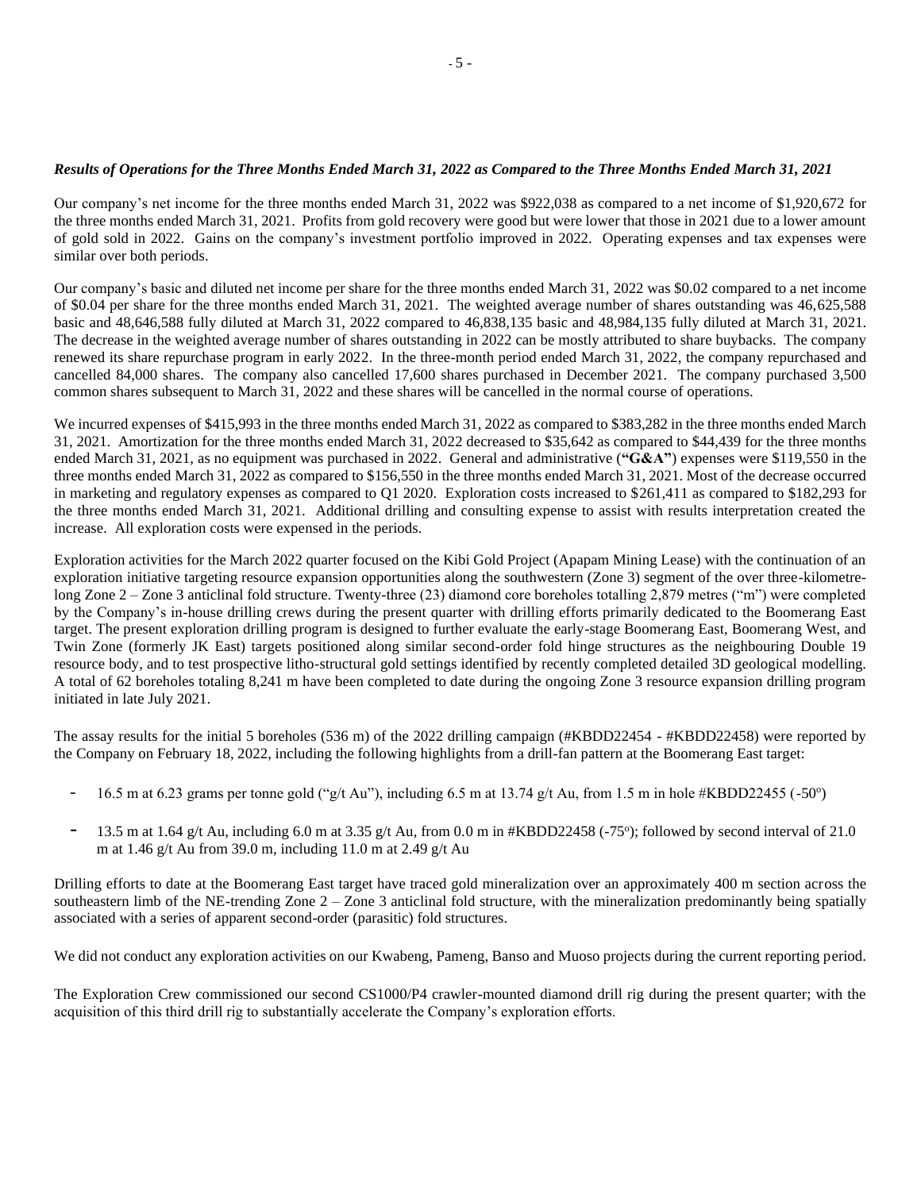***Results of Operations for the Three Months Ended March 31, 2022 as Compared to the Three Months Ended March 31, 2021***

Our company's net income for the three months ended March 31, 2022 was $922,038 as compared to a net income of $1,920,672 for the three months ended March 31, 2021. Profits from gold recovery were good but were lower that those in 2021 due to a lower amount of gold sold in 2022. Gains on the company's investment portfolio improved in 2022. Operating expenses and tax expenses were similar over both periods.

Our company's basic and diluted net income per share for the three months ended March 31, 2022 was $0.02 compared to a net income of $0.04 per share for the three months ended March 31, 2021. The weighted average number of shares outstanding was 46,625,588 basic and 48,646,588 fully diluted at March 31, 2022 compared to 46,838,135 basic and 48,984,135 fully diluted at March 31, 2021. The decrease in the weighted average number of shares outstanding in 2022 can be mostly attributed to share buybacks. The company renewed its share repurchase program in early 2022. In the three-month period ended March 31, 2022, the company repurchased and cancelled 84,000 shares. The company also cancelled 17,600 shares purchased in December 2021. The company purchased 3,500 common shares subsequent to March 31, 2022 and these shares will be cancelled in the normal course of operations.

We incurred expenses of $415,993 in the three months ended March 31, 2022 as compared to $383,282 in the three months ended March 31, 2021. Amortization for the three months ended March 31, 2022 decreased to $35,642 as compared to $44,439 for the three months ended March 31, 2021, as no equipment was purchased in 2022. General and administrative (**"G&A"**) expenses were $119,550 in the three months ended March 31, 2022 as compared to $156,550 in the three months ended March 31, 2021. Most of the decrease occurred in marketing and regulatory expenses as compared to Q1 2020. Exploration costs increased to $261,411 as compared to $182,293 for the three months ended March 31, 2021. Additional drilling and consulting expense to assist with results interpretation created the increase. All exploration costs were expensed in the periods.

Exploration activities for the March 2022 quarter focused on the Kibi Gold Project (Apapam Mining Lease) with the continuation of an exploration initiative targeting resource expansion opportunities along the southwestern (Zone 3) segment of the over three-kilometre-long Zone 2 – Zone 3 anticlinal fold structure. Twenty-three (23) diamond core boreholes totalling 2,879 metres ("m") were completed by the Company's in-house drilling crews during the present quarter with drilling efforts primarily dedicated to the Boomerang East target. The present exploration drilling program is designed to further evaluate the early-stage Boomerang East, Boomerang West, and Twin Zone (formerly JK East) targets positioned along similar second-order fold hinge structures as the neighbouring Double 19 resource body, and to test prospective litho-structural gold settings identified by recently completed detailed 3D geological modelling. A total of 62 boreholes totaling 8,241 m have been completed to date during the ongoing Zone 3 resource expansion drilling program initiated in late July 2021.

The assay results for the initial 5 boreholes (536 m) of the 2022 drilling campaign (#KBDD22454 - #KBDD22458) were reported by the Company on February 18, 2022, including the following highlights from a drill-fan pattern at the Boomerang East target:

- 16.5 m at 6.23 grams per tonne gold ("g/t Au"), including 6.5 m at 13.74 g/t Au, from 1.5 m in hole #KBDD22455 (-50°)
- 13.5 m at 1.64 g/t Au, including 6.0 m at 3.35 g/t Au, from 0.0 m in #KBDD22458 (-75°); followed by second interval of 21.0 m at 1.46 g/t Au from 39.0 m, including 11.0 m at 2.49 g/t Au

Drilling efforts to date at the Boomerang East target have traced gold mineralization over an approximately 400 m section across the southeastern limb of the NE-trending Zone 2 – Zone 3 anticlinal fold structure, with the mineralization predominantly being spatially associated with a series of apparent second-order (parasitic) fold structures.

We did not conduct any exploration activities on our Kwabeng, Pameng, Banso and Muoso projects during the current reporting period.

The Exploration Crew commissioned our second CS1000/P4 crawler-mounted diamond drill rig during the present quarter; with the acquisition of this third drill rig to substantially accelerate the Company's exploration efforts.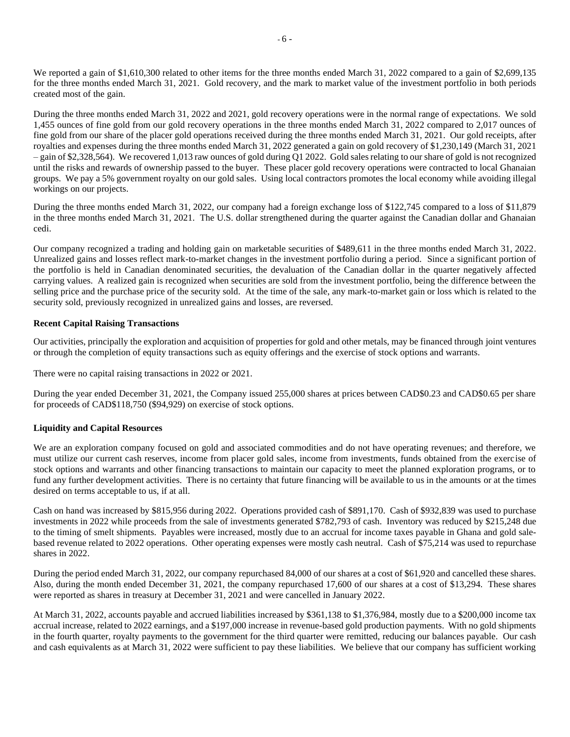We reported a gain of $1,610,300 related to other items for the three months ended March 31, 2022 compared to a gain of $2,699,135 for the three months ended March 31, 2021. Gold recovery, and the mark to market value of the investment portfolio in both periods created most of the gain.

During the three months ended March 31, 2022 and 2021, gold recovery operations were in the normal range of expectations. We sold 1,455 ounces of fine gold from our gold recovery operations in the three months ended March 31, 2022 compared to 2,017 ounces of fine gold from our share of the placer gold operations received during the three months ended March 31, 2021. Our gold receipts, after royalties and expenses during the three months ended March 31, 2022 generated a gain on gold recovery of $1,230,149 (March 31, 2021 – gain of $2,328,564). We recovered 1,013 raw ounces of gold during Q1 2022. Gold sales relating to our share of gold is not recognized until the risks and rewards of ownership passed to the buyer. These placer gold recovery operations were contracted to local Ghanaian groups. We pay a 5% government royalty on our gold sales. Using local contractors promotes the local economy while avoiding illegal workings on our projects.

During the three months ended March 31, 2022, our company had a foreign exchange loss of $122,745 compared to a loss of $11,879 in the three months ended March 31, 2021. The U.S. dollar strengthened during the quarter against the Canadian dollar and Ghanaian cedi.

Our company recognized a trading and holding gain on marketable securities of $489,611 in the three months ended March 31, 2022. Unrealized gains and losses reflect mark-to-market changes in the investment portfolio during a period. Since a significant portion of the portfolio is held in Canadian denominated securities, the devaluation of the Canadian dollar in the quarter negatively affected carrying values. A realized gain is recognized when securities are sold from the investment portfolio, being the difference between the selling price and the purchase price of the security sold. At the time of the sale, any mark-to-market gain or loss which is related to the security sold, previously recognized in unrealized gains and losses, are reversed.

**Recent Capital Raising Transactions**

Our activities, principally the exploration and acquisition of properties for gold and other metals, may be financed through joint ventures or through the completion of equity transactions such as equity offerings and the exercise of stock options and warrants.

There were no capital raising transactions in 2022 or 2021.

During the year ended December 31, 2021, the Company issued 255,000 shares at prices between CAD$0.23 and CAD$0.65 per share for proceeds of CAD$118,750 ($94,929) on exercise of stock options.

**Liquidity and Capital Resources**

We are an exploration company focused on gold and associated commodities and do not have operating revenues; and therefore, we must utilize our current cash reserves, income from placer gold sales, income from investments, funds obtained from the exercise of stock options and warrants and other financing transactions to maintain our capacity to meet the planned exploration programs, or to fund any further development activities. There is no certainty that future financing will be available to us in the amounts or at the times desired on terms acceptable to us, if at all.

Cash on hand was increased by $815,956 during 2022. Operations provided cash of $891,170. Cash of $932,839 was used to purchase investments in 2022 while proceeds from the sale of investments generated $782,793 of cash. Inventory was reduced by $215,248 due to the timing of smelt shipments. Payables were increased, mostly due to an accrual for income taxes payable in Ghana and gold sale-based revenue related to 2022 operations. Other operating expenses were mostly cash neutral. Cash of $75,214 was used to repurchase shares in 2022.

During the period ended March 31, 2022, our company repurchased 84,000 of our shares at a cost of $61,920 and cancelled these shares. Also, during the month ended December 31, 2021, the company repurchased 17,600 of our shares at a cost of $13,294. These shares were reported as shares in treasury at December 31, 2021 and were cancelled in January 2022.

At March 31, 2022, accounts payable and accrued liabilities increased by $361,138 to $1,376,984, mostly due to a $200,000 income tax accrual increase, related to 2022 earnings, and a $197,000 increase in revenue-based gold production payments. With no gold shipments in the fourth quarter, royalty payments to the government for the third quarter were remitted, reducing our balances payable. Our cash and cash equivalents as at March 31, 2022 were sufficient to pay these liabilities. We believe that our company has sufficient working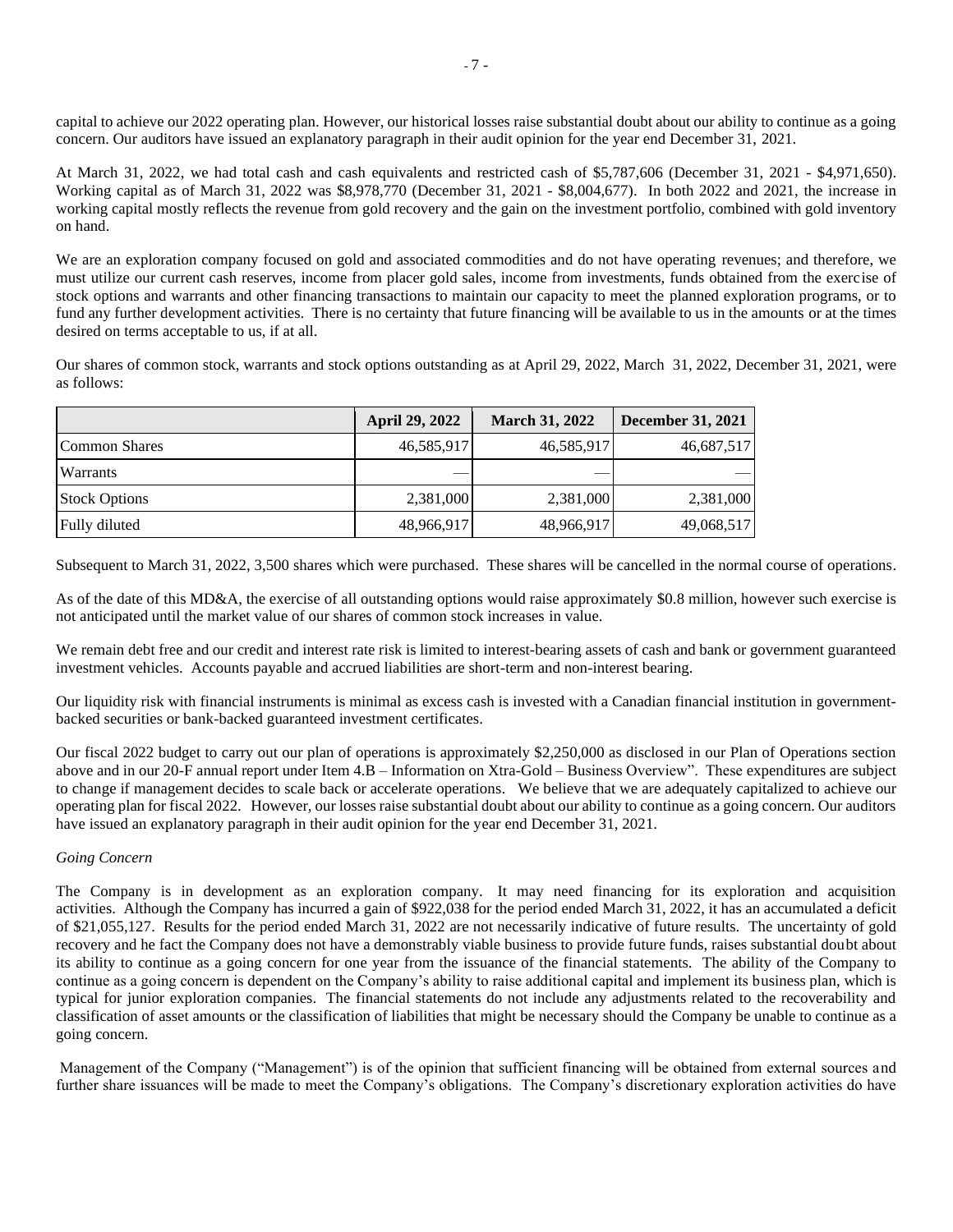capital to achieve our 2022 operating plan. However, our historical losses raise substantial doubt about our ability to continue as a going concern. Our auditors have issued an explanatory paragraph in their audit opinion for the year end December 31, 2021.

At March 31, 2022, we had total cash and cash equivalents and restricted cash of $5,787,606 (December 31, 2021 - $4,971,650). Working capital as of March 31, 2022 was $8,978,770 (December 31, 2021 - $8,004,677). In both 2022 and 2021, the increase in working capital mostly reflects the revenue from gold recovery and the gain on the investment portfolio, combined with gold inventory on hand.

We are an exploration company focused on gold and associated commodities and do not have operating revenues; and therefore, we must utilize our current cash reserves, income from placer gold sales, income from investments, funds obtained from the exercise of stock options and warrants and other financing transactions to maintain our capacity to meet the planned exploration programs, or to fund any further development activities. There is no certainty that future financing will be available to us in the amounts or at the times desired on terms acceptable to us, if at all.

Our shares of common stock, warrants and stock options outstanding as at April 29, 2022, March 31, 2022, December 31, 2021, were as follows:

| | April 29, 2022 | March 31, 2022 | December 31, 2021 |
|---|---|---|---|
| Common Shares | 46,585,917 | 46,585,917 | 46,687,517 |
| Warrants | — | — | — |
| Stock Options | 2,381,000 | 2,381,000 | 2,381,000 |
| Fully diluted | 48,966,917 | 48,966,917 | 49,068,517 |

Subsequent to March 31, 2022, 3,500 shares which were purchased. These shares will be cancelled in the normal course of operations.

As of the date of this MD&A, the exercise of all outstanding options would raise approximately $0.8 million, however such exercise is not anticipated until the market value of our shares of common stock increases in value.

We remain debt free and our credit and interest rate risk is limited to interest-bearing assets of cash and bank or government guaranteed investment vehicles. Accounts payable and accrued liabilities are short-term and non-interest bearing.

Our liquidity risk with financial instruments is minimal as excess cash is invested with a Canadian financial institution in government-backed securities or bank-backed guaranteed investment certificates.

Our fiscal 2022 budget to carry out our plan of operations is approximately $2,250,000 as disclosed in our Plan of Operations section above and in our 20-F annual report under Item 4.B – Information on Xtra-Gold – Business Overview". These expenditures are subject to change if management decides to scale back or accelerate operations. We believe that we are adequately capitalized to achieve our operating plan for fiscal 2022. However, our losses raise substantial doubt about our ability to continue as a going concern. Our auditors have issued an explanatory paragraph in their audit opinion for the year end December 31, 2021.

*Going Concern*

The Company is in development as an exploration company. It may need financing for its exploration and acquisition activities. Although the Company has incurred a gain of $922,038 for the period ended March 31, 2022, it has an accumulated a deficit of $21,055,127. Results for the period ended March 31, 2022 are not necessarily indicative of future results. The uncertainty of gold recovery and he fact the Company does not have a demonstrably viable business to provide future funds, raises substantial doubt about its ability to continue as a going concern for one year from the issuance of the financial statements. The ability of the Company to continue as a going concern is dependent on the Company's ability to raise additional capital and implement its business plan, which is typical for junior exploration companies. The financial statements do not include any adjustments related to the recoverability and classification of asset amounts or the classification of liabilities that might be necessary should the Company be unable to continue as a going concern.

Management of the Company ("Management") is of the opinion that sufficient financing will be obtained from external sources and further share issuances will be made to meet the Company's obligations. The Company's discretionary exploration activities do have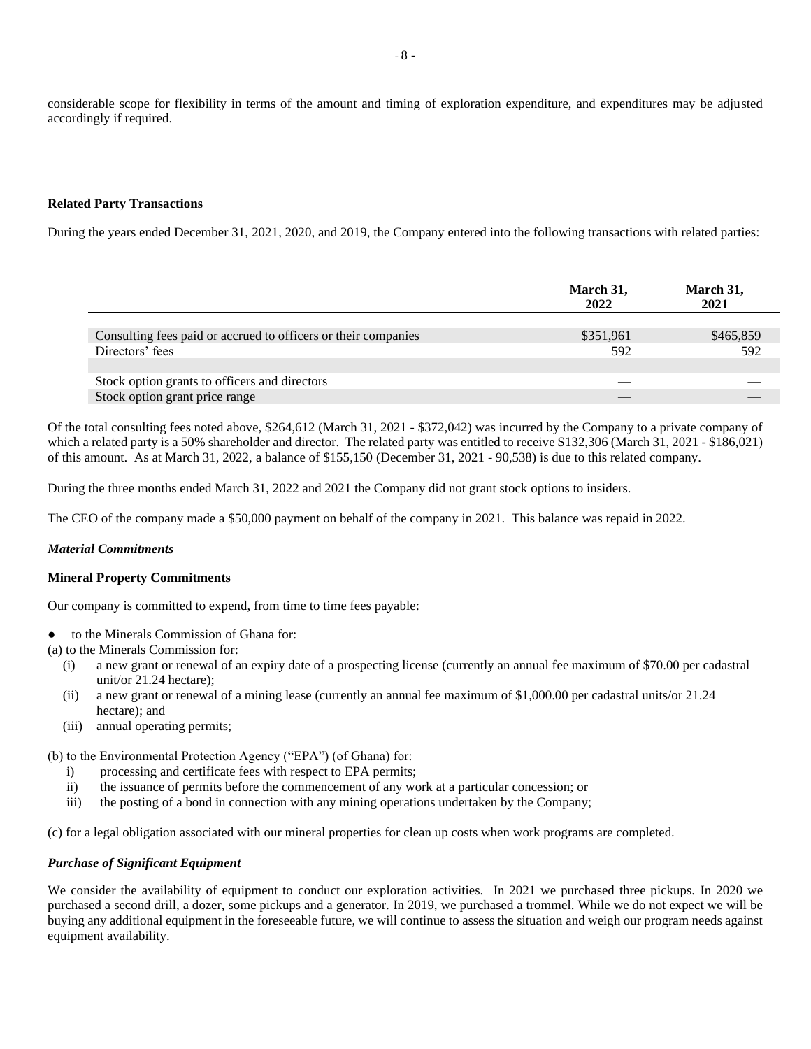considerable scope for flexibility in terms of the amount and timing of exploration expenditure, and expenditures may be adjusted accordingly if required.

**Related Party Transactions**

During the years ended December 31, 2021, 2020, and 2019, the Company entered into the following transactions with related parties:

| | March 31, 2022 | March 31, 2021 |
|---|---|---|
| Consulting fees paid or accrued to officers or their companies | $351,961 | $465,859 |
| Directors' fees | 592 | 592 |
| | | |
| Stock option grants to officers and directors | — | — |
| Stock option grant price range | — | — |

Of the total consulting fees noted above, $264,612 (March 31, 2021 - $372,042) was incurred by the Company to a private company of which a related party is a 50% shareholder and director. The related party was entitled to receive $132,306 (March 31, 2021 - $186,021) of this amount. As at March 31, 2022, a balance of $155,150 (December 31, 2021 - 90,538) is due to this related company.

During the three months ended March 31, 2022 and 2021 the Company did not grant stock options to insiders.

The CEO of the company made a $50,000 payment on behalf of the company in 2021. This balance was repaid in 2022.

***Material Commitments***

**Mineral Property Commitments**

Our company is committed to expend, from time to time fees payable:

- to the Minerals Commission of Ghana for:

(a) to the Minerals Commission for:

- (i) a new grant or renewal of an expiry date of a prospecting license (currently an annual fee maximum of $70.00 per cadastral unit/or 21.24 hectare);
- (ii) a new grant or renewal of a mining lease (currently an annual fee maximum of $1,000.00 per cadastral units/or 21.24 hectare); and
- (iii) annual operating permits;

(b) to the Environmental Protection Agency ("EPA") (of Ghana) for:

- i) processing and certificate fees with respect to EPA permits;
- ii) the issuance of permits before the commencement of any work at a particular concession; or
- iii) the posting of a bond in connection with any mining operations undertaken by the Company;

(c) for a legal obligation associated with our mineral properties for clean up costs when work programs are completed.

***Purchase of Significant Equipment***

We consider the availability of equipment to conduct our exploration activities. In 2021 we purchased three pickups. In 2020 we purchased a second drill, a dozer, some pickups and a generator. In 2019, we purchased a trommel. While we do not expect we will be buying any additional equipment in the foreseeable future, we will continue to assess the situation and weigh our program needs against equipment availability.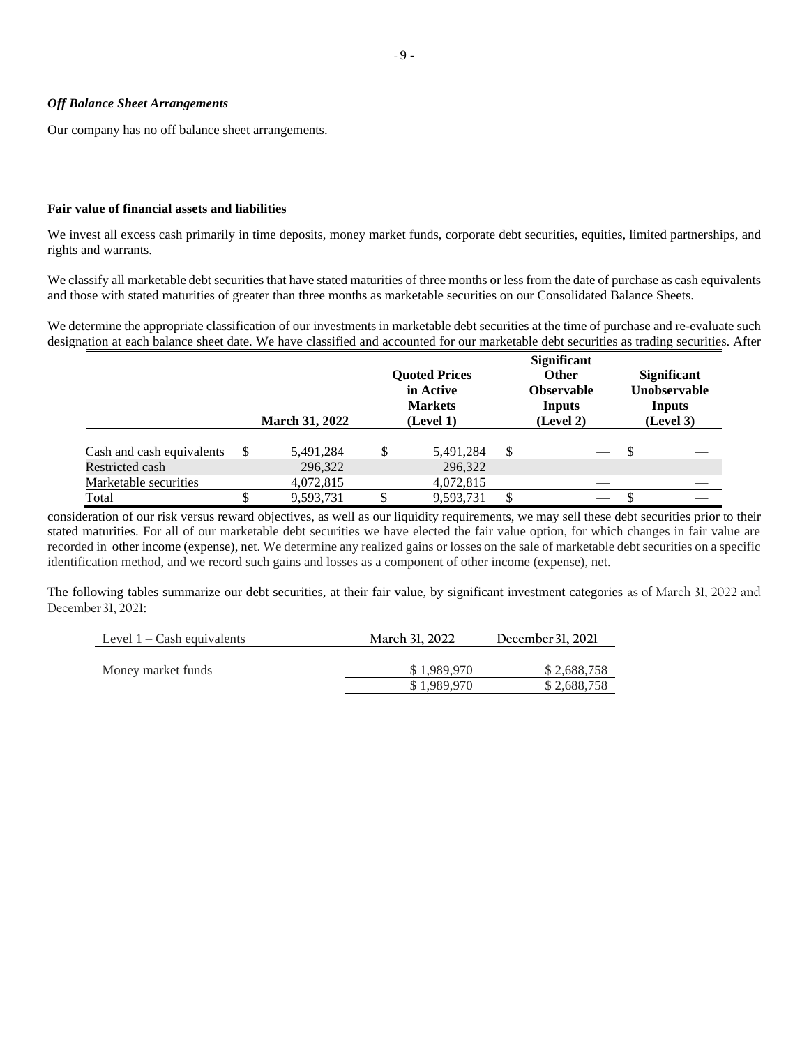### *Off Balance Sheet Arrangements*

Our company has no off balance sheet arrangements.

**Fair value of financial assets and liabilities**

We invest all excess cash primarily in time deposits, money market funds, corporate debt securities, equities, limited partnerships, and rights and warrants.

We classify all marketable debt securities that have stated maturities of three months or less from the date of purchase as cash equivalents and those with stated maturities of greater than three months as marketable securities on our Consolidated Balance Sheets.

We determine the appropriate classification of our investments in marketable debt securities at the time of purchase and re-evaluate such designation at each balance sheet date. We have classified and accounted for our marketable debt securities as trading securities. After consideration of our risk versus reward objectives, as well as our liquidity requirements, we may sell these debt securities prior to their stated maturities. For all of our marketable debt securities we have elected the fair value option, for which changes in fair value are recorded in other income (expense), net. We determine any realized gains or losses on the sale of marketable debt securities on a specific identification method, and we record such gains and losses as a component of other income (expense), net.

| | March 31, 2022 | Quoted Prices in Active Markets (Level 1) | Significant Other Observable Inputs (Level 2) | Significant Unobservable Inputs (Level 3) |
|---|---|---|---|---|
| Cash and cash equivalents | $ 5,491,284 | $ 5,491,284 | $ — | $ — |
| Restricted cash | 296,322 | 296,322 | — | — |
| Marketable securities | 4,072,815 | 4,072,815 | — | — |
| Total | $ 9,593,731 | $ 9,593,731 | $ — | $ — |

The following tables summarize our debt securities, at their fair value, by significant investment categories as of March 31, 2022 and December 31, 2021:

| Level 1 – Cash equivalents | March 31, 2022 | December 31, 2021 |
|---|---|---|
| Money market funds | $ 1,989,970 | $ 2,688,758 |
| | $ 1,989,970 | $ 2,688,758 |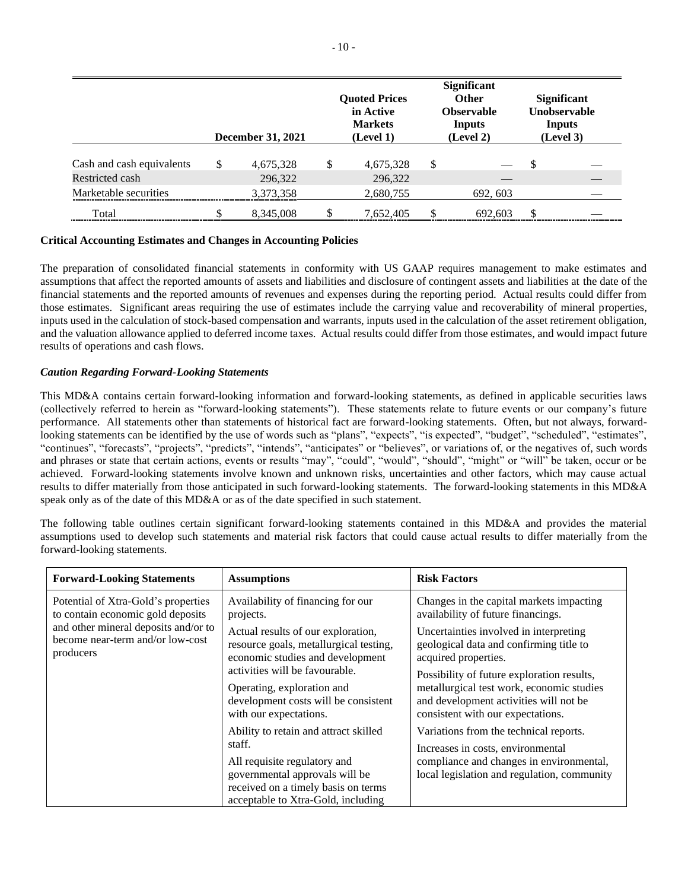| | December 31, 2021 | Quoted Prices in Active Markets (Level 1) | Significant Other Observable Inputs (Level 2) | Significant Unobservable Inputs (Level 3) |
|---|---|---|---|---|
| Cash and cash equivalents | $ 4,675,328 | $ 4,675,328 | $ — | $ — |
| Restricted cash | 296,322 | 296,322 | — | — |
| Marketable securities | 3,373,358 | 2,680,755 | 692, 603 | — |
| Total | $ 8,345,008 | $ 7,652,405 | $ 692,603 | $ — |

**Critical Accounting Estimates and Changes in Accounting Policies**

The preparation of consolidated financial statements in conformity with US GAAP requires management to make estimates and assumptions that affect the reported amounts of assets and liabilities and disclosure of contingent assets and liabilities at the date of the financial statements and the reported amounts of revenues and expenses during the reporting period. Actual results could differ from those estimates. Significant areas requiring the use of estimates include the carrying value and recoverability of mineral properties, inputs used in the calculation of stock-based compensation and warrants, inputs used in the calculation of the asset retirement obligation, and the valuation allowance applied to deferred income taxes. Actual results could differ from those estimates, and would impact future results of operations and cash flows.

***Caution Regarding Forward-Looking Statements***

This MD&A contains certain forward-looking information and forward-looking statements, as defined in applicable securities laws (collectively referred to herein as "forward-looking statements"). These statements relate to future events or our company's future performance. All statements other than statements of historical fact are forward-looking statements. Often, but not always, forward-looking statements can be identified by the use of words such as "plans", "expects", "is expected", "budget", "scheduled", "estimates", "continues", "forecasts", "projects", "predicts", "intends", "anticipates" or "believes", or variations of, or the negatives of, such words and phrases or state that certain actions, events or results "may", "could", "would", "should", "might" or "will" be taken, occur or be achieved. Forward-looking statements involve known and unknown risks, uncertainties and other factors, which may cause actual results to differ materially from those anticipated in such forward-looking statements. The forward-looking statements in this MD&A speak only as of the date of this MD&A or as of the date specified in such statement.

The following table outlines certain significant forward-looking statements contained in this MD&A and provides the material assumptions used to develop such statements and material risk factors that could cause actual results to differ materially from the forward-looking statements.

| Forward-Looking Statements | Assumptions | Risk Factors |
|---|---|---|
| Potential of Xtra-Gold's properties to contain economic gold deposits and other mineral deposits and/or to become near-term and/or low-cost producers | Availability of financing for our projects.<br><br>Actual results of our exploration, resource goals, metallurgical testing, economic studies and development activities will be favourable.<br><br>Operating, exploration and development costs will be consistent with our expectations.<br><br>Ability to retain and attract skilled staff.<br><br>All requisite regulatory and governmental approvals will be received on a timely basis on terms acceptable to Xtra-Gold, including | Changes in the capital markets impacting availability of future financings.<br><br>Uncertainties involved in interpreting geological data and confirming title to acquired properties.<br><br>Possibility of future exploration results, metallurgical test work, economic studies and development activities will not be consistent with our expectations.<br><br>Variations from the technical reports.<br><br>Increases in costs, environmental compliance and changes in environmental, local legislation and regulation, community |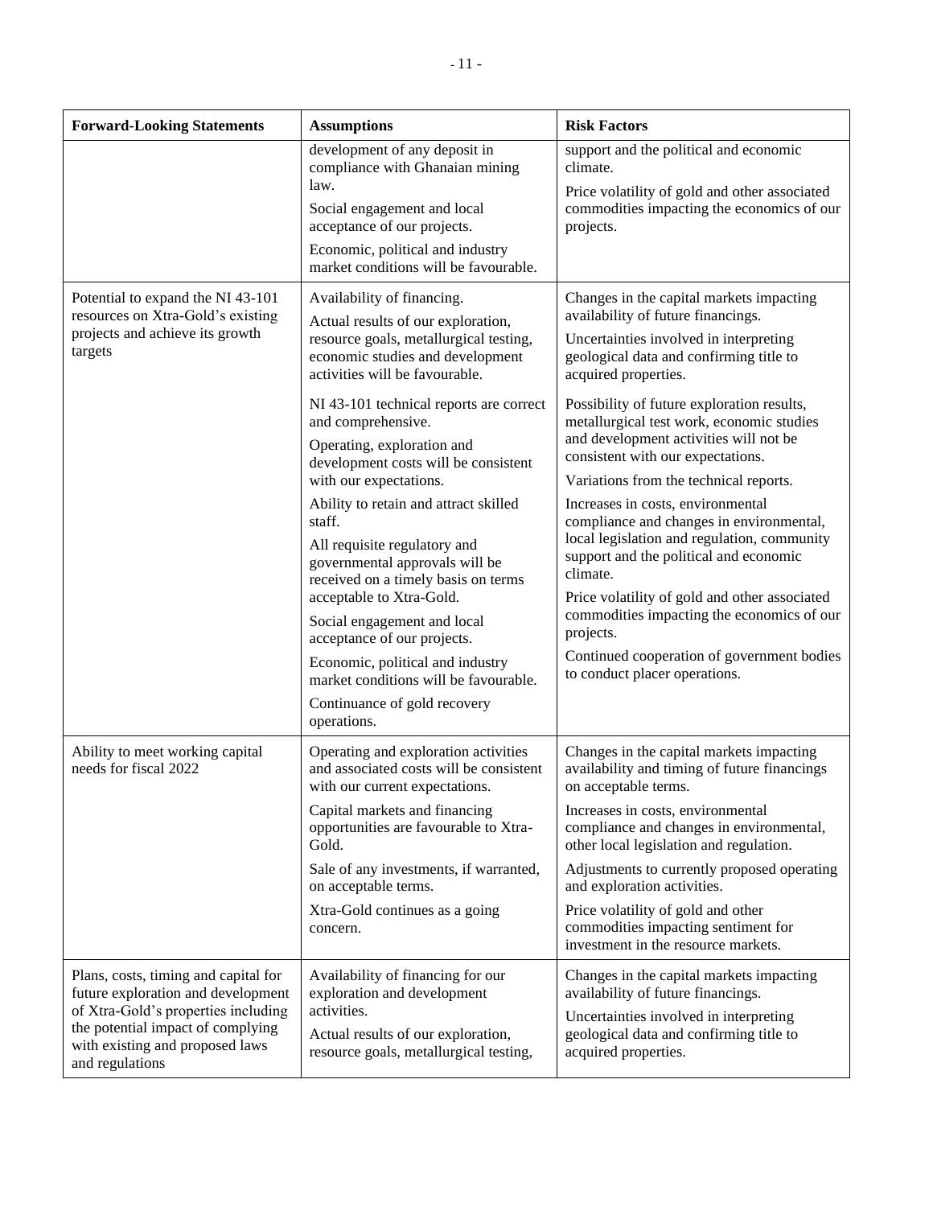| Forward-Looking Statements | Assumptions | Risk Factors |
|---|---|---|
| | development of any deposit in compliance with Ghanaian mining law.<br>Social engagement and local acceptance of our projects.<br>Economic, political and industry market conditions will be favourable. | support and the political and economic climate.<br>Price volatility of gold and other associated commodities impacting the economics of our projects. |
| Potential to expand the NI 43-101 resources on Xtra-Gold's existing projects and achieve its growth targets | Availability of financing.<br>Actual results of our exploration, resource goals, metallurgical testing, economic studies and development activities will be favourable.<br>NI 43-101 technical reports are correct and comprehensive.<br>Operating, exploration and development costs will be consistent with our expectations.<br>Ability to retain and attract skilled staff.<br>All requisite regulatory and governmental approvals will be received on a timely basis on terms acceptable to Xtra-Gold.<br>Social engagement and local acceptance of our projects.<br>Economic, political and industry market conditions will be favourable.<br>Continuance of gold recovery operations. | Changes in the capital markets impacting availability of future financings.<br>Uncertainties involved in interpreting geological data and confirming title to acquired properties.<br>Possibility of future exploration results, metallurgical test work, economic studies and development activities will not be consistent with our expectations.<br>Variations from the technical reports.<br>Increases in costs, environmental compliance and changes in environmental, local legislation and regulation, community support and the political and economic climate.<br>Price volatility of gold and other associated commodities impacting the economics of our projects.<br>Continued cooperation of government bodies to conduct placer operations. |
| Ability to meet working capital needs for fiscal 2022 | Operating and exploration activities and associated costs will be consistent with our current expectations.<br>Capital markets and financing opportunities are favourable to Xtra-Gold.<br>Sale of any investments, if warranted, on acceptable terms.<br>Xtra-Gold continues as a going concern. | Changes in the capital markets impacting availability and timing of future financings on acceptable terms.<br>Increases in costs, environmental compliance and changes in environmental, other local legislation and regulation.<br>Adjustments to currently proposed operating and exploration activities.<br>Price volatility of gold and other commodities impacting sentiment for investment in the resource markets. |
| Plans, costs, timing and capital for future exploration and development of Xtra-Gold's properties including the potential impact of complying with existing and proposed laws and regulations | Availability of financing for our exploration and development activities.<br>Actual results of our exploration, resource goals, metallurgical testing, | Changes in the capital markets impacting availability of future financings.<br>Uncertainties involved in interpreting geological data and confirming title to acquired properties. |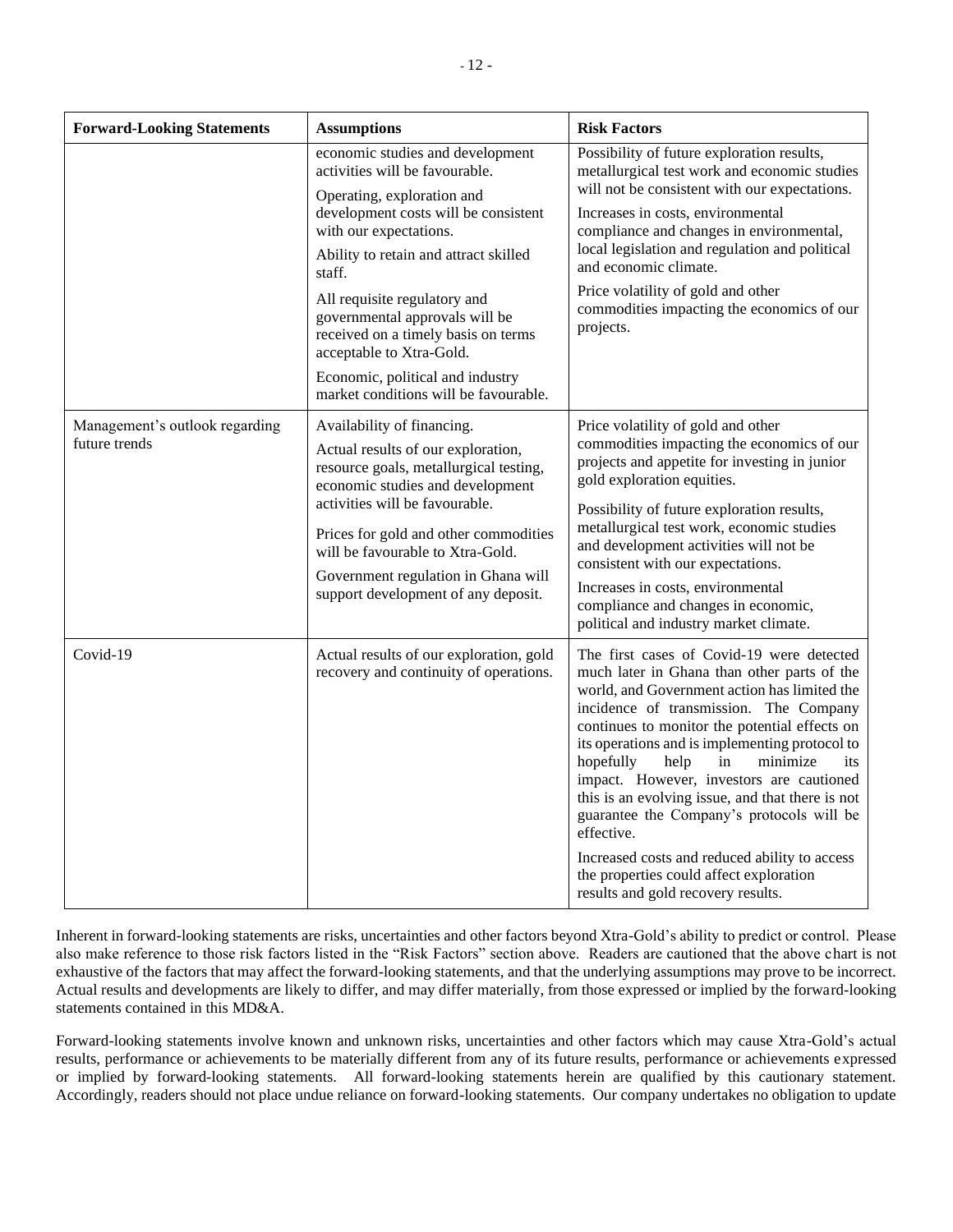| Forward-Looking Statements | Assumptions | Risk Factors |
| --- | --- | --- |
| | economic studies and development activities will be favourable.<br><br>Operating, exploration and development costs will be consistent with our expectations.<br><br>Ability to retain and attract skilled staff.<br><br>All requisite regulatory and governmental approvals will be received on a timely basis on terms acceptable to Xtra-Gold.<br><br>Economic, political and industry market conditions will be favourable. | Possibility of future exploration results, metallurgical test work and economic studies will not be consistent with our expectations.<br><br>Increases in costs, environmental compliance and changes in environmental, local legislation and regulation and political and economic climate.<br><br>Price volatility of gold and other commodities impacting the economics of our projects. |
| Management's outlook regarding future trends | Availability of financing.<br><br>Actual results of our exploration, resource goals, metallurgical testing, economic studies and development activities will be favourable.<br><br>Prices for gold and other commodities will be favourable to Xtra-Gold.<br><br>Government regulation in Ghana will support development of any deposit. | Price volatility of gold and other commodities impacting the economics of our projects and appetite for investing in junior gold exploration equities.<br><br>Possibility of future exploration results, metallurgical test work, economic studies and development activities will not be consistent with our expectations.<br><br>Increases in costs, environmental compliance and changes in economic, political and industry market climate. |
| Covid-19 | Actual results of our exploration, gold recovery and continuity of operations. | The first cases of Covid-19 were detected much later in Ghana than other parts of the world, and Government action has limited the incidence of transmission. The Company continues to monitor the potential effects on its operations and is implementing protocol to hopefully help in minimize its impact. However, investors are cautioned this is an evolving issue, and that there is not guarantee the Company's protocols will be effective.<br><br>Increased costs and reduced ability to access the properties could affect exploration results and gold recovery results. |

Inherent in forward-looking statements are risks, uncertainties and other factors beyond Xtra-Gold's ability to predict or control. Please also make reference to those risk factors listed in the "Risk Factors" section above. Readers are cautioned that the above chart is not exhaustive of the factors that may affect the forward-looking statements, and that the underlying assumptions may prove to be incorrect. Actual results and developments are likely to differ, and may differ materially, from those expressed or implied by the forward-looking statements contained in this MD&A.

Forward-looking statements involve known and unknown risks, uncertainties and other factors which may cause Xtra-Gold's actual results, performance or achievements to be materially different from any of its future results, performance or achievements expressed or implied by forward-looking statements. All forward-looking statements herein are qualified by this cautionary statement. Accordingly, readers should not place undue reliance on forward-looking statements. Our company undertakes no obligation to update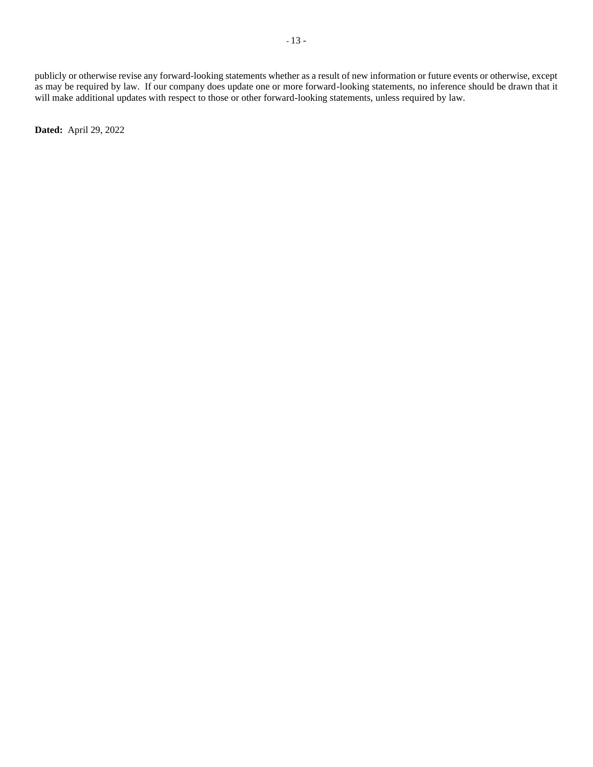publicly or otherwise revise any forward-looking statements whether as a result of new information or future events or otherwise, except as may be required by law. If our company does update one or more forward-looking statements, no inference should be drawn that it will make additional updates with respect to those or other forward-looking statements, unless required by law.

**Dated:** April 29, 2022